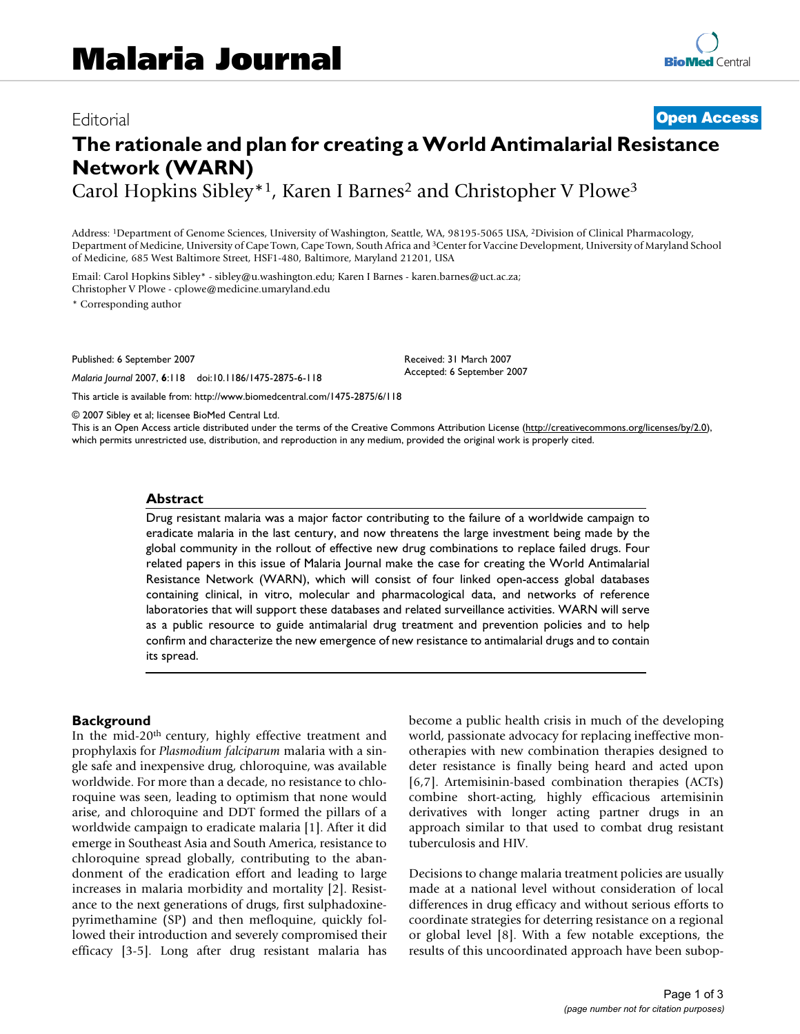Editorial

**Open Access**

# The rationale and plan for creating a World Antimalarial Resistance Network (WARN)

Carol Hopkins Sibley*[1], Karen I Barnes[2] and Christopher V Plowe[3]

Address: [1]Department of Genome Sciences, University of Washington, Seattle, WA, 98195-5065 USA, [2]Division of Clinical Pharmacology, Department of Medicine, University of Cape Town, Cape Town, South Africa and [3]Center for Vaccine Development, University of Maryland School of Medicine, 685 West Baltimore Street, HSF1-480, Baltimore, Maryland 21201, USA

Email: Carol Hopkins Sibley* - sibley@u.washington.edu; Karen I Barnes - karen.barnes@uct.ac.za; Christopher V Plowe - cplowe@medicine.umaryland.edu

* Corresponding author

Published: 6 September 2007

*Malaria Journal* 2007, **6**:118 doi:10.1186/1475-2875-6-118

Received: 31 March 2007
Accepted: 6 September 2007

This article is available from: http://www.biomedcentral.com/1475-2875/6/118

© 2007 Sibley et al; licensee BioMed Central Ltd.
This is an Open Access article distributed under the terms of the Creative Commons Attribution License (http://creativecommons.org/licenses/by/2.0), which permits unrestricted use, distribution, and reproduction in any medium, provided the original work is properly cited.

## Abstract

Drug resistant malaria was a major factor contributing to the failure of a worldwide campaign to eradicate malaria in the last century, and now threatens the large investment being made by the global community in the rollout of effective new drug combinations to replace failed drugs. Four related papers in this issue of Malaria Journal make the case for creating the World Antimalarial Resistance Network (WARN), which will consist of four linked open-access global databases containing clinical, in vitro, molecular and pharmacological data, and networks of reference laboratories that will support these databases and related surveillance activities. WARN will serve as a public resource to guide antimalarial drug treatment and prevention policies and to help confirm and characterize the new emergence of new resistance to antimalarial drugs and to contain its spread.

## Background

In the mid-20th century, highly effective treatment and prophylaxis for *Plasmodium falciparum* malaria with a single safe and inexpensive drug, chloroquine, was available worldwide. For more than a decade, no resistance to chloroquine was seen, leading to optimism that none would arise, and chloroquine and DDT formed the pillars of a worldwide campaign to eradicate malaria [1]. After it did emerge in Southeast Asia and South America, resistance to chloroquine spread globally, contributing to the abandonment of the eradication effort and leading to large increases in malaria morbidity and mortality [2]. Resistance to the next generations of drugs, first sulphadoxine-pyrimethamine (SP) and then mefloquine, quickly followed their introduction and severely compromised their efficacy [3-5]. Long after drug resistant malaria has become a public health crisis in much of the developing world, passionate advocacy for replacing ineffective monotherapies with new combination therapies designed to deter resistance is finally being heard and acted upon [6,7]. Artemisinin-based combination therapies (ACTs) combine short-acting, highly efficacious artemisinin derivatives with longer acting partner drugs in an approach similar to that used to combat drug resistant tuberculosis and HIV.

Decisions to change malaria treatment policies are usually made at a national level without consideration of local differences in drug efficacy and without serious efforts to coordinate strategies for deterring resistance on a regional or global level [8]. With a few notable exceptions, the results of this uncoordinated approach have been subop-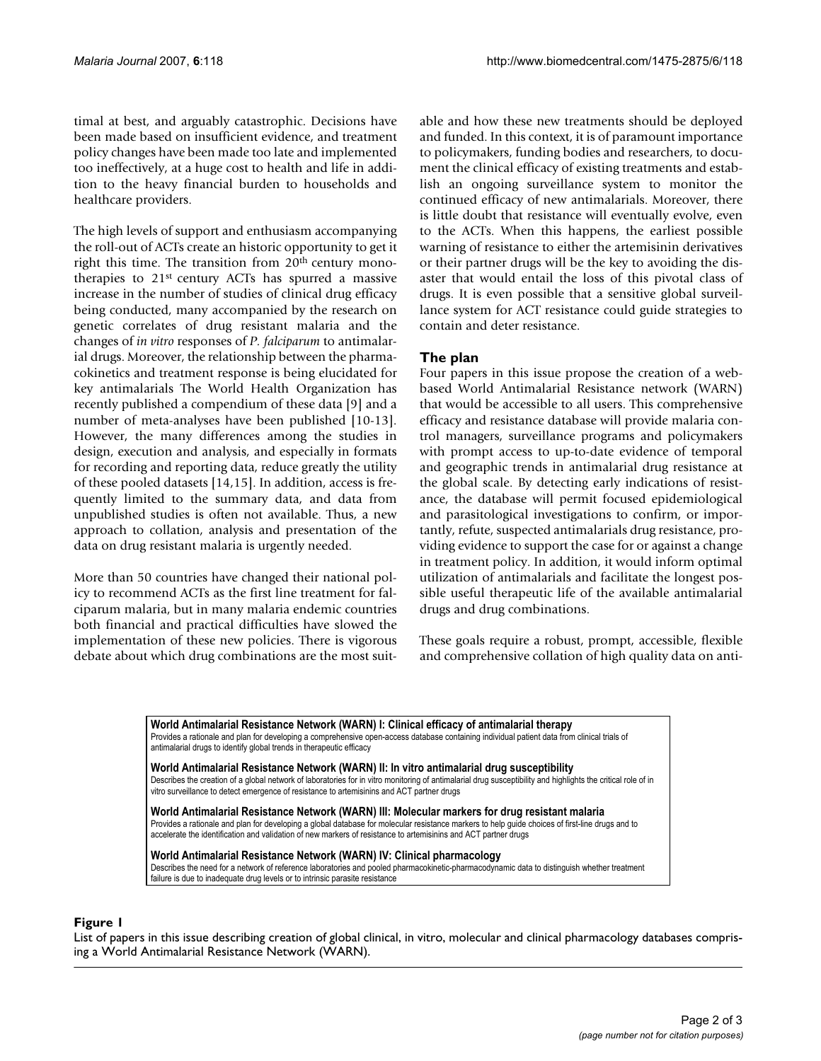timal at best, and arguably catastrophic. Decisions have been made based on insufficient evidence, and treatment policy changes have been made too late and implemented too ineffectively, at a huge cost to health and life in addition to the heavy financial burden to households and healthcare providers.

The high levels of support and enthusiasm accompanying the roll-out of ACTs create an historic opportunity to get it right this time. The transition from 20th century monotherapies to 21st century ACTs has spurred a massive increase in the number of studies of clinical drug efficacy being conducted, many accompanied by the research on genetic correlates of drug resistant malaria and the changes of *in vitro* responses of *P. falciparum* to antimalarial drugs. Moreover, the relationship between the pharmacokinetics and treatment response is being elucidated for key antimalarials The World Health Organization has recently published a compendium of these data [9] and a number of meta-analyses have been published [10-13]. However, the many differences among the studies in design, execution and analysis, and especially in formats for recording and reporting data, reduce greatly the utility of these pooled datasets [14,15]. In addition, access is frequently limited to the summary data, and data from unpublished studies is often not available. Thus, a new approach to collation, analysis and presentation of the data on drug resistant malaria is urgently needed.

More than 50 countries have changed their national policy to recommend ACTs as the first line treatment for falciparum malaria, but in many malaria endemic countries both financial and practical difficulties have slowed the implementation of these new policies. There is vigorous debate about which drug combinations are the most suitable and how these new treatments should be deployed and funded. In this context, it is of paramount importance to policymakers, funding bodies and researchers, to document the clinical efficacy of existing treatments and establish an ongoing surveillance system to monitor the continued efficacy of new antimalarials. Moreover, there is little doubt that resistance will eventually evolve, even to the ACTs. When this happens, the earliest possible warning of resistance to either the artemisinin derivatives or their partner drugs will be the key to avoiding the disaster that would entail the loss of this pivotal class of drugs. It is even possible that a sensitive global surveillance system for ACT resistance could guide strategies to contain and deter resistance.

## The plan

Four papers in this issue propose the creation of a web-based World Antimalarial Resistance network (WARN) that would be accessible to all users. This comprehensive efficacy and resistance database will provide malaria control managers, surveillance programs and policymakers with prompt access to up-to-date evidence of temporal and geographic trends in antimalarial drug resistance at the global scale. By detecting early indications of resistance, the database will permit focused epidemiological and parasitological investigations to confirm, or importantly, refute, suspected antimalarials drug resistance, providing evidence to support the case for or against a change in treatment policy. In addition, it would inform optimal utilization of antimalarials and facilitate the longest possible useful therapeutic life of the available antimalarial drugs and drug combinations.

These goals require a robust, prompt, accessible, flexible and comprehensive collation of high quality data on anti-

**World Antimalarial Resistance Network (WARN) I: Clinical efficacy of antimalarial therapy**
Provides a rationale and plan for developing a comprehensive open-access database containing individual patient data from clinical trials of antimalarial drugs to identify global trends in therapeutic efficacy

**World Antimalarial Resistance Network (WARN) II: In vitro antimalarial drug susceptibility**
Describes the creation of a global network of laboratories for in vitro monitoring of antimalarial drug susceptibility and highlights the critical role of in vitro surveillance to detect emergence of resistance to artemisinins and ACT partner drugs

**World Antimalarial Resistance Network (WARN) III: Molecular markers for drug resistant malaria**
Provides a rationale and plan for developing a global database for molecular resistance markers to help guide choices of first-line drugs and to accelerate the identification and validation of new markers of resistance to artemisinins and ACT partner drugs

**World Antimalarial Resistance Network (WARN) IV: Clinical pharmacology**
Describes the need for a network of reference laboratories and pooled pharmacokinetic-pharmacodynamic data to distinguish whether treatment failure is due to inadequate drug levels or to intrinsic parasite resistance

**Figure 1**
List of papers in this issue describing creation of global clinical, in vitro, molecular and clinical pharmacology databases comprising a World Antimalarial Resistance Network (WARN).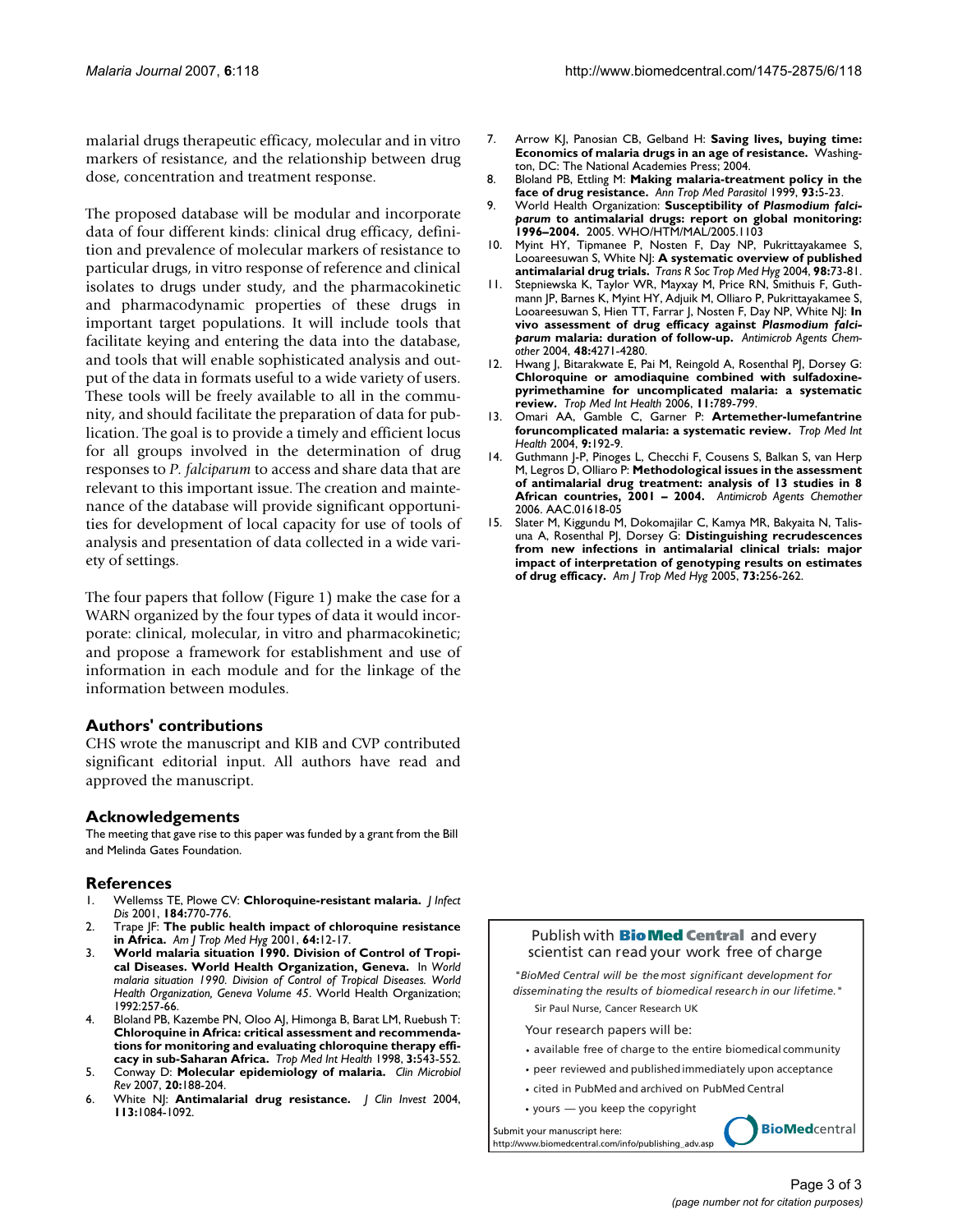malarial drugs therapeutic efficacy, molecular and in vitro markers of resistance, and the relationship between drug dose, concentration and treatment response.

The proposed database will be modular and incorporate data of four different kinds: clinical drug efficacy, definition and prevalence of molecular markers of resistance to particular drugs, in vitro response of reference and clinical isolates to drugs under study, and the pharmacokinetic and pharmacodynamic properties of these drugs in important target populations. It will include tools that facilitate keying and entering the data into the database, and tools that will enable sophisticated analysis and output of the data in formats useful to a wide variety of users. These tools will be freely available to all in the community, and should facilitate the preparation of data for publication. The goal is to provide a timely and efficient locus for all groups involved in the determination of drug responses to *P. falciparum* to access and share data that are relevant to this important issue. The creation and maintenance of the database will provide significant opportunities for development of local capacity for use of tools of analysis and presentation of data collected in a wide variety of settings.

The four papers that follow (Figure 1) make the case for a WARN organized by the four types of data it would incorporate: clinical, molecular, in vitro and pharmacokinetic; and propose a framework for establishment and use of information in each module and for the linkage of the information between modules.

## Authors' contributions

CHS wrote the manuscript and KIB and CVP contributed significant editorial input. All authors have read and approved the manuscript.

## Acknowledgements

The meeting that gave rise to this paper was funded by a grant from the Bill and Melinda Gates Foundation.

## References

1. Wellemss TE, Plowe CV: **Chloroquine-resistant malaria.** *J Infect Dis* 2001, **184:**770-776.
2. Trape JF: **The public health impact of chloroquine resistance in Africa.** *Am J Trop Med Hyg* 2001, **64:**12-17.
3. **World malaria situation 1990. Division of Control of Tropical Diseases. World Health Organization, Geneva.** In *World malaria situation 1990. Division of Control of Tropical Diseases. World Health Organization, Geneva Volume 45*. World Health Organization; 1992:257-66.
4. Bloland PB, Kazembe PN, Oloo AJ, Himonga B, Barat LM, Ruebush T: **Chloroquine in Africa: critical assessment and recommendations for monitoring and evaluating chloroquine therapy efficacy in sub-Saharan Africa.** *Trop Med Int Health* 1998, **3:**543-552.
5. Conway D: **Molecular epidemiology of malaria.** *Clin Microbiol Rev* 2007, **20:**188-204.
6. White NJ: **Antimalarial drug resistance.** *J Clin Invest* 2004, **113:**1084-1092.
7. Arrow KJ, Panosian CB, Gelband H: **Saving lives, buying time: Economics of malaria drugs in an age of resistance.** Washington, DC: The National Academies Press; 2004.
8. Bloland PB, Ettling M: **Making malaria-treatment policy in the face of drug resistance.** *Ann Trop Med Parasitol* 1999, **93:**5-23.
9. World Health Organization: **Susceptibility of *Plasmodium falciparum* to antimalarial drugs: report on global monitoring: 1996–2004.** 2005. WHO/HTM/MAL/2005.1103
10. Myint HY, Tipmanee P, Nosten F, Day NP, Pukrittayakamee S, Looareesuwan S, White NJ: **A systematic overview of published antimalarial drug trials.** *Trans R Soc Trop Med Hyg* 2004, **98:**73-81.
11. Stepniewska K, Taylor WR, Mayxay M, Price RN, Smithuis F, Guthmann JP, Barnes K, Myint HY, Adjuik M, Olliaro P, Pukrittayakamee S, Looareesuwan S, Hien TT, Farrar J, Nosten F, Day NP, White NJ: **In vivo assessment of drug efficacy against *Plasmodium falciparum* malaria: duration of follow-up.** *Antimicrob Agents Chemother* 2004, **48:**4271-4280.
12. Hwang J, Bitarakwate E, Pai M, Reingold A, Rosenthal PJ, Dorsey G: **Chloroquine or amodiaquine combined with sulfadoxine-pyrimethamine for uncomplicated malaria: a systematic review.** *Trop Med Int Health* 2006, **11:**789-799.
13. Omari AA, Gamble C, Garner P: **Artemether-lumefantrine foruncomplicated malaria: a systematic review.** *Trop Med Int Health* 2004, **9:**192-9.
14. Guthmann J-P, Pinoges L, Checchi F, Cousens S, Balkan S, van Herp M, Legros D, Olliaro P: **Methodological issues in the assessment of antimalarial drug treatment: analysis of 13 studies in 8 African countries, 2001 – 2004.** *Antimicrob Agents Chemother* 2006. AAC.01618-05
15. Slater M, Kiggundu M, Dokomajilar C, Kamya MR, Bakyaita N, Talisuna A, Rosenthal PJ, Dorsey G: **Distinguishing recrudescences from new infections in antimalarial clinical trials: major impact of interpretation of genotyping results on estimates of drug efficacy.** *Am J Trop Med Hyg* 2005, **73:**256-262.

Publish with **BioMed Central** and every scientist can read your work free of charge

*"BioMed Central will be the most significant development for disseminating the results of biomedical research in our lifetime."*

Sir Paul Nurse, Cancer Research UK

Your research papers will be:

- available free of charge to the entire biomedical community
- peer reviewed and published immediately upon acceptance
- cited in PubMed and archived on PubMed Central
- yours — you keep the copyright

Submit your manuscript here:
http://www.biomedcentral.com/info/publishing_adv.asp

BioMedcentral